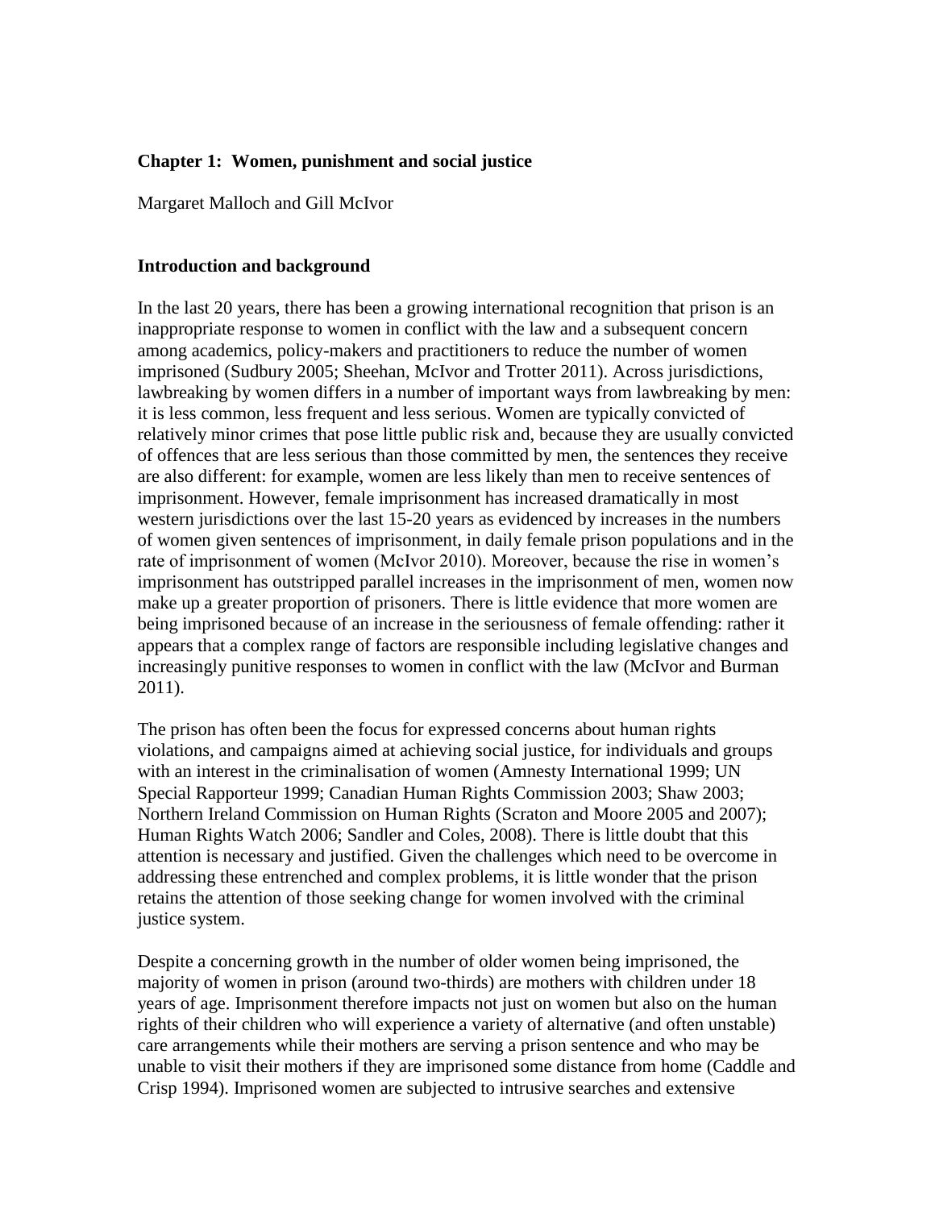## Chapter 1: Women, punishment and social justice

Margaret Malloch and Gill McIvor

### Introduction and background

In the last 20 years, there has been a growing international recognition that prison is an inappropriate response to women in conflict with the law and a subsequent concern among academics, policy-makers and practitioners to reduce the number of women imprisoned (Sudbury 2005; Sheehan, McIvor and Trotter 2011). Across jurisdictions, lawbreaking by women differs in a number of important ways from lawbreaking by men: it is less common, less frequent and less serious. Women are typically convicted of relatively minor crimes that pose little public risk and, because they are usually convicted of offences that are less serious than those committed by men, the sentences they receive are also different: for example, women are less likely than men to receive sentences of imprisonment. However, female imprisonment has increased dramatically in most western jurisdictions over the last 15-20 years as evidenced by increases in the numbers of women given sentences of imprisonment, in daily female prison populations and in the rate of imprisonment of women (McIvor 2010). Moreover, because the rise in women's imprisonment has outstripped parallel increases in the imprisonment of men, women now make up a greater proportion of prisoners. There is little evidence that more women are being imprisoned because of an increase in the seriousness of female offending: rather it appears that a complex range of factors are responsible including legislative changes and increasingly punitive responses to women in conflict with the law (McIvor and Burman 2011).

The prison has often been the focus for expressed concerns about human rights violations, and campaigns aimed at achieving social justice, for individuals and groups with an interest in the criminalisation of women (Amnesty International 1999; UN Special Rapporteur 1999; Canadian Human Rights Commission 2003; Shaw 2003; Northern Ireland Commission on Human Rights (Scraton and Moore 2005 and 2007); Human Rights Watch 2006; Sandler and Coles, 2008). There is little doubt that this attention is necessary and justified. Given the challenges which need to be overcome in addressing these entrenched and complex problems, it is little wonder that the prison retains the attention of those seeking change for women involved with the criminal justice system.

Despite a concerning growth in the number of older women being imprisoned, the majority of women in prison (around two-thirds) are mothers with children under 18 years of age. Imprisonment therefore impacts not just on women but also on the human rights of their children who will experience a variety of alternative (and often unstable) care arrangements while their mothers are serving a prison sentence and who may be unable to visit their mothers if they are imprisoned some distance from home (Caddle and Crisp 1994). Imprisoned women are subjected to intrusive searches and extensive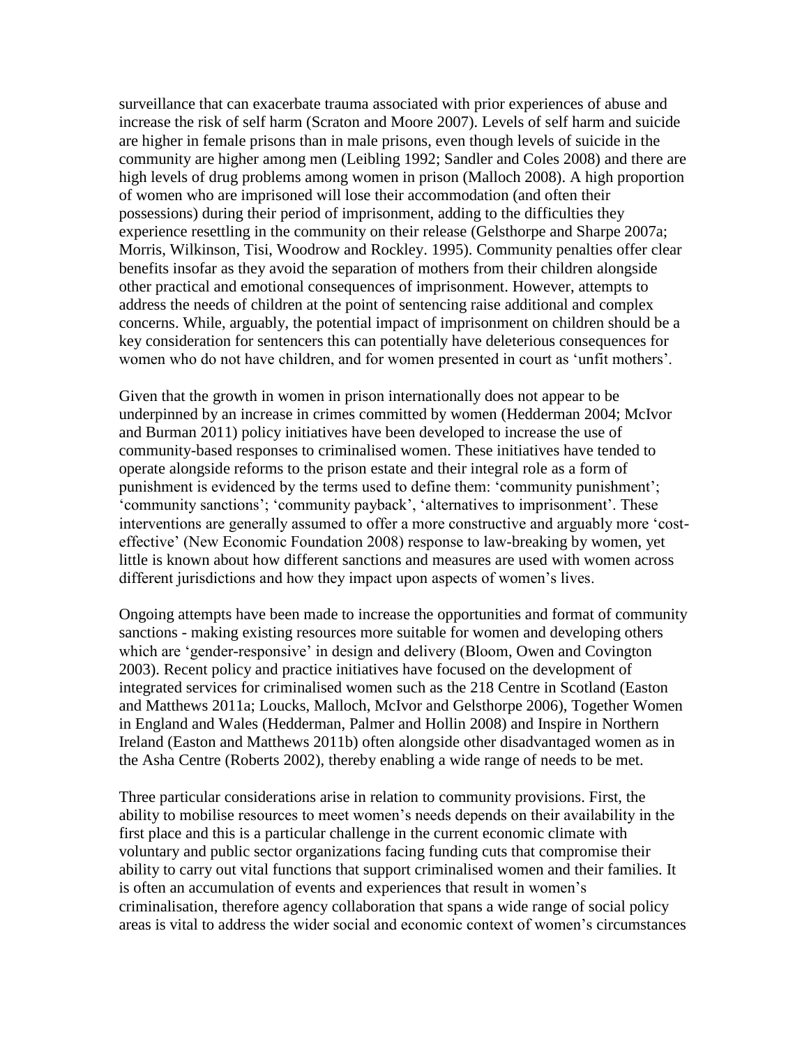surveillance that can exacerbate trauma associated with prior experiences of abuse and increase the risk of self harm (Scraton and Moore 2007). Levels of self harm and suicide are higher in female prisons than in male prisons, even though levels of suicide in the community are higher among men (Leibling 1992; Sandler and Coles 2008) and there are high levels of drug problems among women in prison (Malloch 2008). A high proportion of women who are imprisoned will lose their accommodation (and often their possessions) during their period of imprisonment, adding to the difficulties they experience resettling in the community on their release (Gelsthorpe and Sharpe 2007a; Morris, Wilkinson, Tisi, Woodrow and Rockley. 1995). Community penalties offer clear benefits insofar as they avoid the separation of mothers from their children alongside other practical and emotional consequences of imprisonment. However, attempts to address the needs of children at the point of sentencing raise additional and complex concerns. While, arguably, the potential impact of imprisonment on children should be a key consideration for sentencers this can potentially have deleterious consequences for women who do not have children, and for women presented in court as 'unfit mothers'.

Given that the growth in women in prison internationally does not appear to be underpinned by an increase in crimes committed by women (Hedderman 2004; McIvor and Burman 2011) policy initiatives have been developed to increase the use of community-based responses to criminalised women. These initiatives have tended to operate alongside reforms to the prison estate and their integral role as a form of punishment is evidenced by the terms used to define them: 'community punishment'; 'community sanctions'; 'community payback', 'alternatives to imprisonment'. These interventions are generally assumed to offer a more constructive and arguably more 'cost-effective' (New Economic Foundation 2008) response to law-breaking by women, yet little is known about how different sanctions and measures are used with women across different jurisdictions and how they impact upon aspects of women's lives.

Ongoing attempts have been made to increase the opportunities and format of community sanctions - making existing resources more suitable for women and developing others which are 'gender-responsive' in design and delivery (Bloom, Owen and Covington 2003). Recent policy and practice initiatives have focused on the development of integrated services for criminalised women such as the 218 Centre in Scotland (Easton and Matthews 2011a; Loucks, Malloch, McIvor and Gelsthorpe 2006), Together Women in England and Wales (Hedderman, Palmer and Hollin 2008) and Inspire in Northern Ireland (Easton and Matthews 2011b) often alongside other disadvantaged women as in the Asha Centre (Roberts 2002), thereby enabling a wide range of needs to be met.

Three particular considerations arise in relation to community provisions. First, the ability to mobilise resources to meet women's needs depends on their availability in the first place and this is a particular challenge in the current economic climate with voluntary and public sector organizations facing funding cuts that compromise their ability to carry out vital functions that support criminalised women and their families. It is often an accumulation of events and experiences that result in women's criminalisation, therefore agency collaboration that spans a wide range of social policy areas is vital to address the wider social and economic context of women's circumstances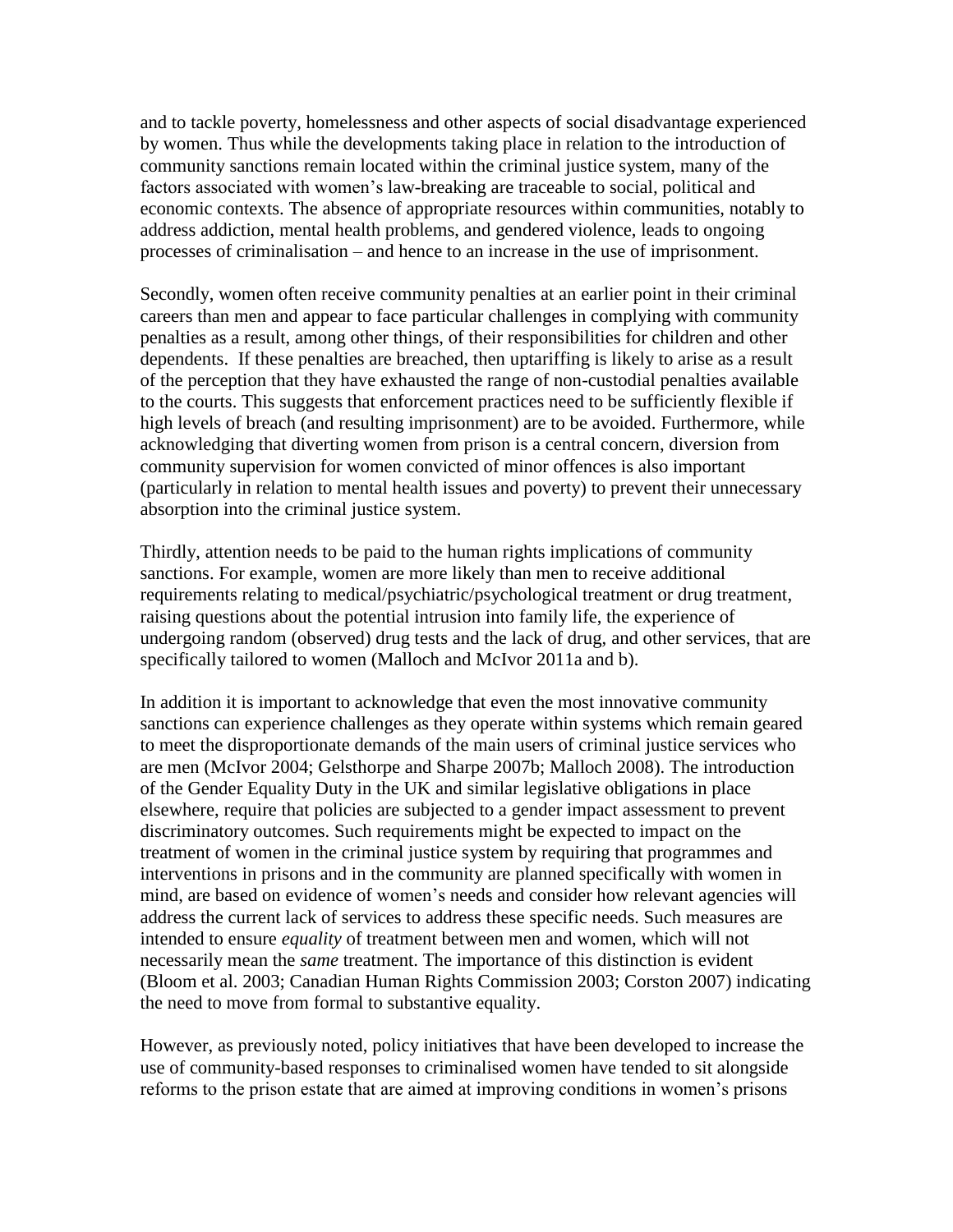and to tackle poverty, homelessness and other aspects of social disadvantage experienced by women. Thus while the developments taking place in relation to the introduction of community sanctions remain located within the criminal justice system, many of the factors associated with women's law-breaking are traceable to social, political and economic contexts. The absence of appropriate resources within communities, notably to address addiction, mental health problems, and gendered violence, leads to ongoing processes of criminalisation – and hence to an increase in the use of imprisonment.

Secondly, women often receive community penalties at an earlier point in their criminal careers than men and appear to face particular challenges in complying with community penalties as a result, among other things, of their responsibilities for children and other dependents. If these penalties are breached, then uptariffing is likely to arise as a result of the perception that they have exhausted the range of non-custodial penalties available to the courts. This suggests that enforcement practices need to be sufficiently flexible if high levels of breach (and resulting imprisonment) are to be avoided. Furthermore, while acknowledging that diverting women from prison is a central concern, diversion from community supervision for women convicted of minor offences is also important (particularly in relation to mental health issues and poverty) to prevent their unnecessary absorption into the criminal justice system.

Thirdly, attention needs to be paid to the human rights implications of community sanctions. For example, women are more likely than men to receive additional requirements relating to medical/psychiatric/psychological treatment or drug treatment, raising questions about the potential intrusion into family life, the experience of undergoing random (observed) drug tests and the lack of drug, and other services, that are specifically tailored to women (Malloch and McIvor 2011a and b).

In addition it is important to acknowledge that even the most innovative community sanctions can experience challenges as they operate within systems which remain geared to meet the disproportionate demands of the main users of criminal justice services who are men (McIvor 2004; Gelsthorpe and Sharpe 2007b; Malloch 2008). The introduction of the Gender Equality Duty in the UK and similar legislative obligations in place elsewhere, require that policies are subjected to a gender impact assessment to prevent discriminatory outcomes. Such requirements might be expected to impact on the treatment of women in the criminal justice system by requiring that programmes and interventions in prisons and in the community are planned specifically with women in mind, are based on evidence of women's needs and consider how relevant agencies will address the current lack of services to address these specific needs. Such measures are intended to ensure *equality* of treatment between men and women, which will not necessarily mean the *same* treatment. The importance of this distinction is evident (Bloom et al. 2003; Canadian Human Rights Commission 2003; Corston 2007) indicating the need to move from formal to substantive equality.

However, as previously noted, policy initiatives that have been developed to increase the use of community-based responses to criminalised women have tended to sit alongside reforms to the prison estate that are aimed at improving conditions in women's prisons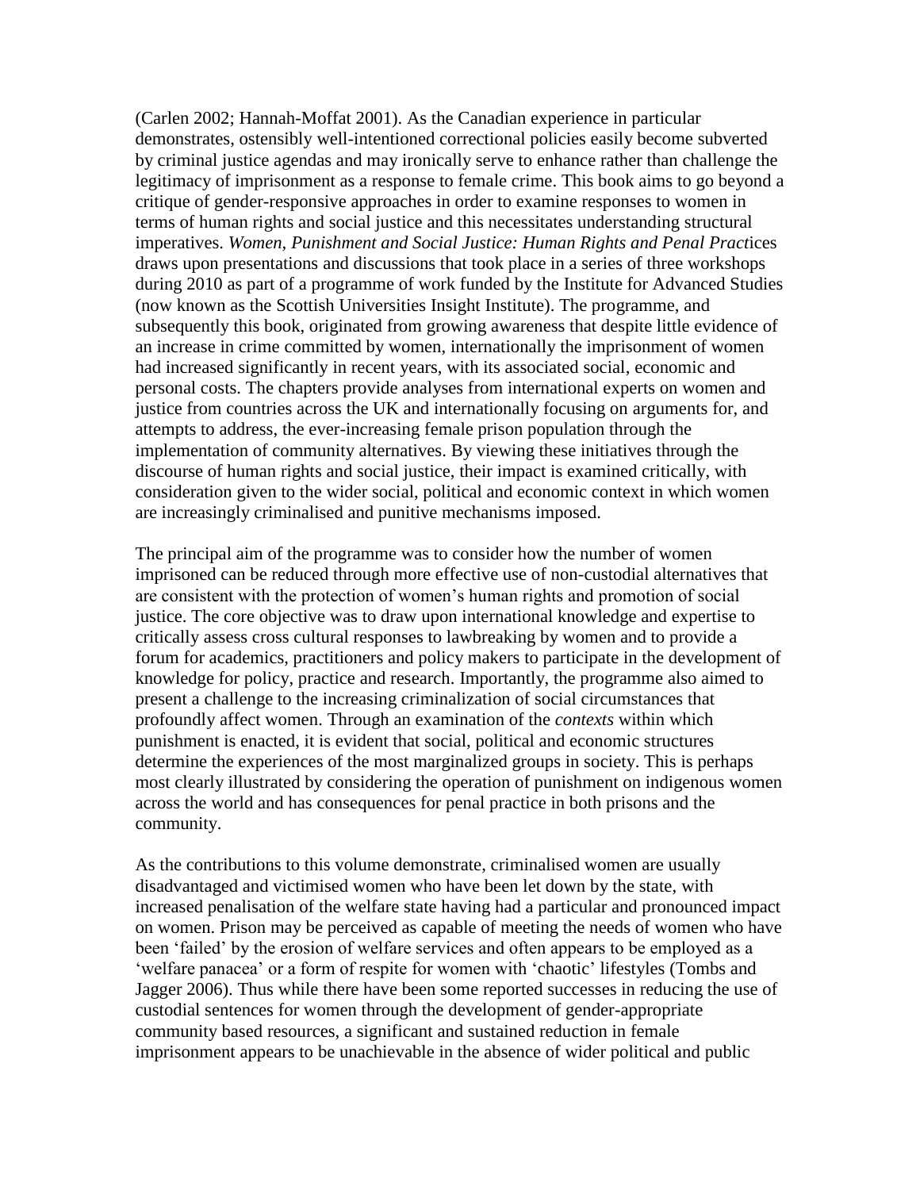(Carlen 2002; Hannah-Moffat 2001). As the Canadian experience in particular demonstrates, ostensibly well-intentioned correctional policies easily become subverted by criminal justice agendas and may ironically serve to enhance rather than challenge the legitimacy of imprisonment as a response to female crime. This book aims to go beyond a critique of gender-responsive approaches in order to examine responses to women in terms of human rights and social justice and this necessitates understanding structural imperatives. *Women, Punishment and Social Justice: Human Rights and Penal Practices* draws upon presentations and discussions that took place in a series of three workshops during 2010 as part of a programme of work funded by the Institute for Advanced Studies (now known as the Scottish Universities Insight Institute). The programme, and subsequently this book, originated from growing awareness that despite little evidence of an increase in crime committed by women, internationally the imprisonment of women had increased significantly in recent years, with its associated social, economic and personal costs. The chapters provide analyses from international experts on women and justice from countries across the UK and internationally focusing on arguments for, and attempts to address, the ever-increasing female prison population through the implementation of community alternatives. By viewing these initiatives through the discourse of human rights and social justice, their impact is examined critically, with consideration given to the wider social, political and economic context in which women are increasingly criminalised and punitive mechanisms imposed.

The principal aim of the programme was to consider how the number of women imprisoned can be reduced through more effective use of non-custodial alternatives that are consistent with the protection of women's human rights and promotion of social justice. The core objective was to draw upon international knowledge and expertise to critically assess cross cultural responses to lawbreaking by women and to provide a forum for academics, practitioners and policy makers to participate in the development of knowledge for policy, practice and research. Importantly, the programme also aimed to present a challenge to the increasing criminalization of social circumstances that profoundly affect women. Through an examination of the *contexts* within which punishment is enacted, it is evident that social, political and economic structures determine the experiences of the most marginalized groups in society. This is perhaps most clearly illustrated by considering the operation of punishment on indigenous women across the world and has consequences for penal practice in both prisons and the community.

As the contributions to this volume demonstrate, criminalised women are usually disadvantaged and victimised women who have been let down by the state, with increased penalisation of the welfare state having had a particular and pronounced impact on women. Prison may be perceived as capable of meeting the needs of women who have been 'failed' by the erosion of welfare services and often appears to be employed as a 'welfare panacea' or a form of respite for women with 'chaotic' lifestyles (Tombs and Jagger 2006). Thus while there have been some reported successes in reducing the use of custodial sentences for women through the development of gender-appropriate community based resources, a significant and sustained reduction in female imprisonment appears to be unachievable in the absence of wider political and public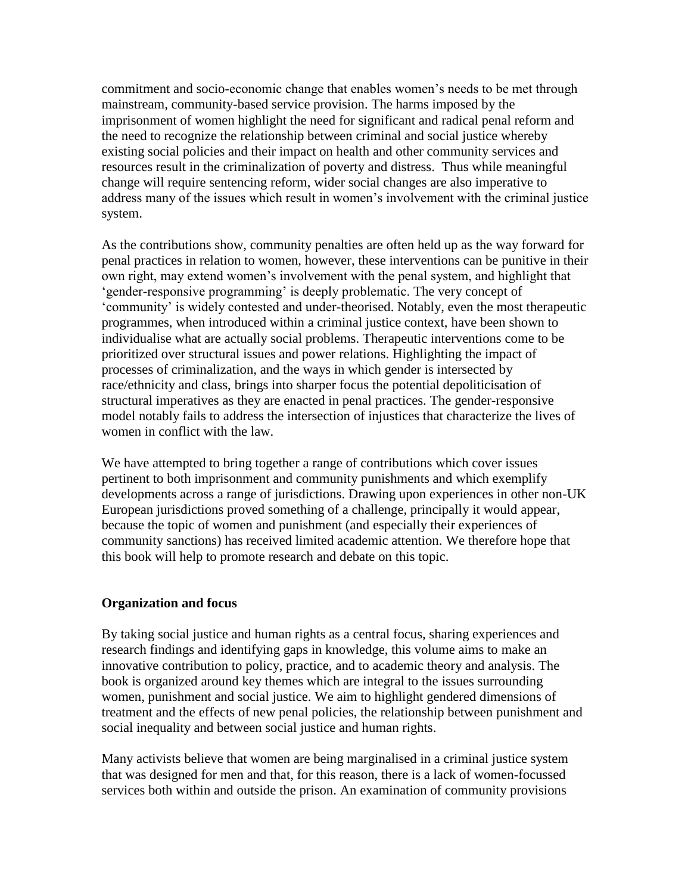commitment and socio-economic change that enables women's needs to be met through mainstream, community-based service provision. The harms imposed by the imprisonment of women highlight the need for significant and radical penal reform and the need to recognize the relationship between criminal and social justice whereby existing social policies and their impact on health and other community services and resources result in the criminalization of poverty and distress. Thus while meaningful change will require sentencing reform, wider social changes are also imperative to address many of the issues which result in women's involvement with the criminal justice system.

As the contributions show, community penalties are often held up as the way forward for penal practices in relation to women, however, these interventions can be punitive in their own right, may extend women's involvement with the penal system, and highlight that 'gender-responsive programming' is deeply problematic. The very concept of 'community' is widely contested and under-theorised. Notably, even the most therapeutic programmes, when introduced within a criminal justice context, have been shown to individualise what are actually social problems. Therapeutic interventions come to be prioritized over structural issues and power relations. Highlighting the impact of processes of criminalization, and the ways in which gender is intersected by race/ethnicity and class, brings into sharper focus the potential depoliticisation of structural imperatives as they are enacted in penal practices. The gender-responsive model notably fails to address the intersection of injustices that characterize the lives of women in conflict with the law.

We have attempted to bring together a range of contributions which cover issues pertinent to both imprisonment and community punishments and which exemplify developments across a range of jurisdictions. Drawing upon experiences in other non-UK European jurisdictions proved something of a challenge, principally it would appear, because the topic of women and punishment (and especially their experiences of community sanctions) has received limited academic attention. We therefore hope that this book will help to promote research and debate on this topic.

**Organization and focus**

By taking social justice and human rights as a central focus, sharing experiences and research findings and identifying gaps in knowledge, this volume aims to make an innovative contribution to policy, practice, and to academic theory and analysis. The book is organized around key themes which are integral to the issues surrounding women, punishment and social justice. We aim to highlight gendered dimensions of treatment and the effects of new penal policies, the relationship between punishment and social inequality and between social justice and human rights.

Many activists believe that women are being marginalised in a criminal justice system that was designed for men and that, for this reason, there is a lack of women-focussed services both within and outside the prison. An examination of community provisions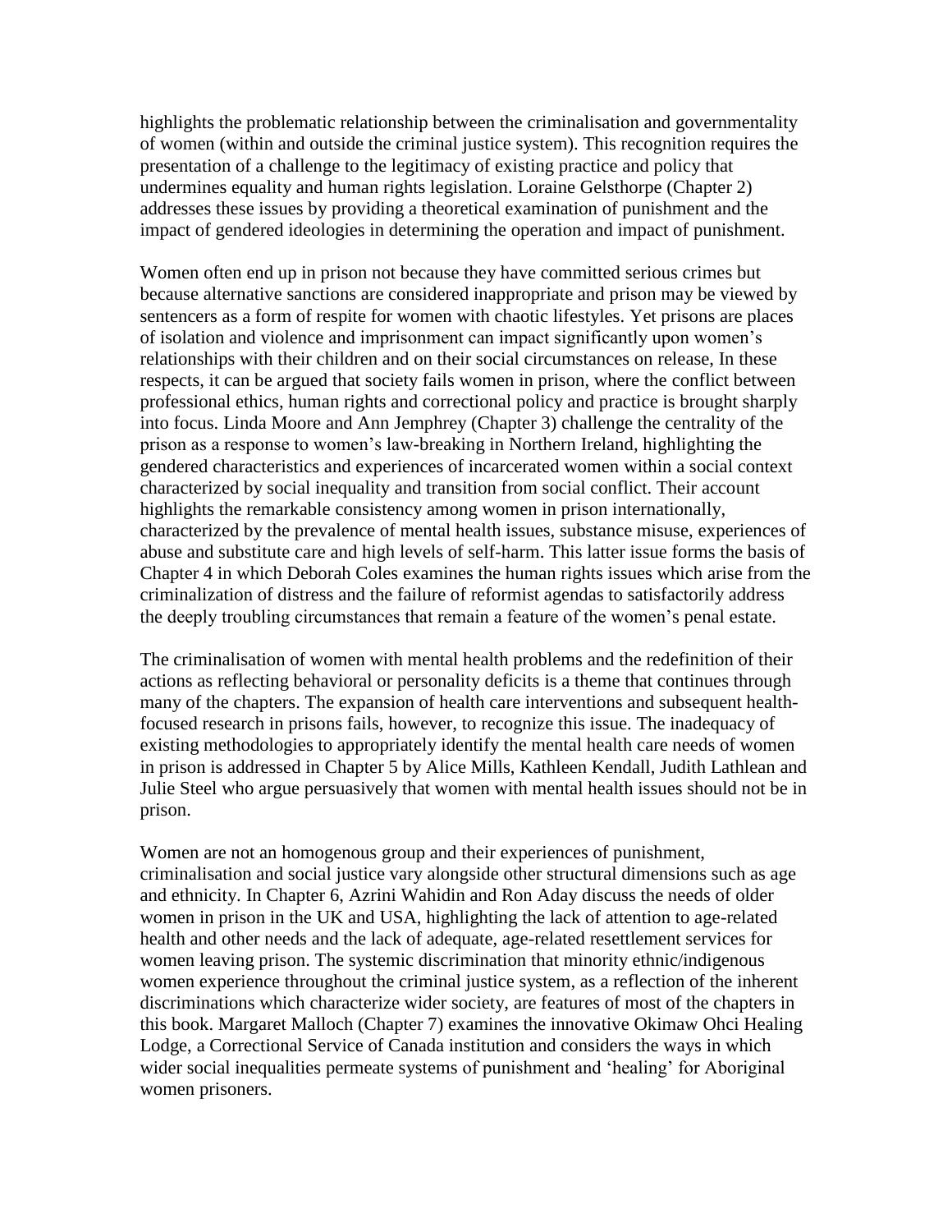highlights the problematic relationship between the criminalisation and governmentality of women (within and outside the criminal justice system). This recognition requires the presentation of a challenge to the legitimacy of existing practice and policy that undermines equality and human rights legislation. Loraine Gelsthorpe (Chapter 2) addresses these issues by providing a theoretical examination of punishment and the impact of gendered ideologies in determining the operation and impact of punishment.

Women often end up in prison not because they have committed serious crimes but because alternative sanctions are considered inappropriate and prison may be viewed by sentencers as a form of respite for women with chaotic lifestyles. Yet prisons are places of isolation and violence and imprisonment can impact significantly upon women's relationships with their children and on their social circumstances on release, In these respects, it can be argued that society fails women in prison, where the conflict between professional ethics, human rights and correctional policy and practice is brought sharply into focus. Linda Moore and Ann Jemphrey (Chapter 3) challenge the centrality of the prison as a response to women's law-breaking in Northern Ireland, highlighting the gendered characteristics and experiences of incarcerated women within a social context characterized by social inequality and transition from social conflict. Their account highlights the remarkable consistency among women in prison internationally, characterized by the prevalence of mental health issues, substance misuse, experiences of abuse and substitute care and high levels of self-harm. This latter issue forms the basis of Chapter 4 in which Deborah Coles examines the human rights issues which arise from the criminalization of distress and the failure of reformist agendas to satisfactorily address the deeply troubling circumstances that remain a feature of the women's penal estate.

The criminalisation of women with mental health problems and the redefinition of their actions as reflecting behavioral or personality deficits is a theme that continues through many of the chapters. The expansion of health care interventions and subsequent health-focused research in prisons fails, however, to recognize this issue. The inadequacy of existing methodologies to appropriately identify the mental health care needs of women in prison is addressed in Chapter 5 by Alice Mills, Kathleen Kendall, Judith Lathlean and Julie Steel who argue persuasively that women with mental health issues should not be in prison.

Women are not an homogenous group and their experiences of punishment, criminalisation and social justice vary alongside other structural dimensions such as age and ethnicity. In Chapter 6, Azrini Wahidin and Ron Aday discuss the needs of older women in prison in the UK and USA, highlighting the lack of attention to age-related health and other needs and the lack of adequate, age-related resettlement services for women leaving prison. The systemic discrimination that minority ethnic/indigenous women experience throughout the criminal justice system, as a reflection of the inherent discriminations which characterize wider society, are features of most of the chapters in this book. Margaret Malloch (Chapter 7) examines the innovative Okimaw Ohci Healing Lodge, a Correctional Service of Canada institution and considers the ways in which wider social inequalities permeate systems of punishment and 'healing' for Aboriginal women prisoners.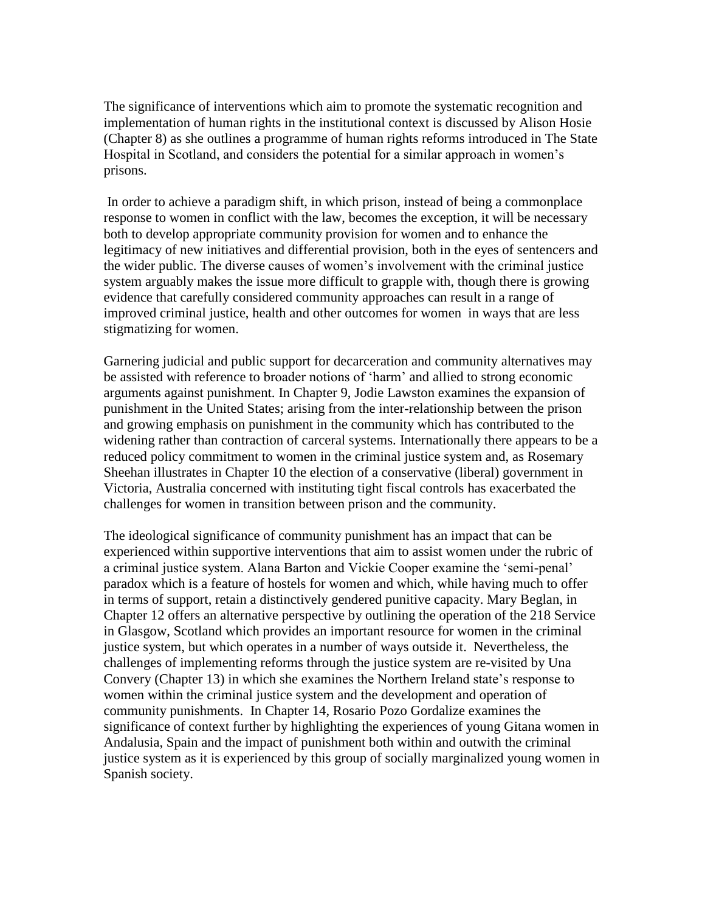The significance of interventions which aim to promote the systematic recognition and implementation of human rights in the institutional context is discussed by Alison Hosie (Chapter 8) as she outlines a programme of human rights reforms introduced in The State Hospital in Scotland, and considers the potential for a similar approach in women's prisons.

In order to achieve a paradigm shift, in which prison, instead of being a commonplace response to women in conflict with the law, becomes the exception, it will be necessary both to develop appropriate community provision for women and to enhance the legitimacy of new initiatives and differential provision, both in the eyes of sentencers and the wider public. The diverse causes of women's involvement with the criminal justice system arguably makes the issue more difficult to grapple with, though there is growing evidence that carefully considered community approaches can result in a range of improved criminal justice, health and other outcomes for women in ways that are less stigmatizing for women.

Garnering judicial and public support for decarceration and community alternatives may be assisted with reference to broader notions of 'harm' and allied to strong economic arguments against punishment. In Chapter 9, Jodie Lawston examines the expansion of punishment in the United States; arising from the inter-relationship between the prison and growing emphasis on punishment in the community which has contributed to the widening rather than contraction of carceral systems. Internationally there appears to be a reduced policy commitment to women in the criminal justice system and, as Rosemary Sheehan illustrates in Chapter 10 the election of a conservative (liberal) government in Victoria, Australia concerned with instituting tight fiscal controls has exacerbated the challenges for women in transition between prison and the community.

The ideological significance of community punishment has an impact that can be experienced within supportive interventions that aim to assist women under the rubric of a criminal justice system. Alana Barton and Vickie Cooper examine the 'semi-penal' paradox which is a feature of hostels for women and which, while having much to offer in terms of support, retain a distinctively gendered punitive capacity. Mary Beglan, in Chapter 12 offers an alternative perspective by outlining the operation of the 218 Service in Glasgow, Scotland which provides an important resource for women in the criminal justice system, but which operates in a number of ways outside it. Nevertheless, the challenges of implementing reforms through the justice system are re-visited by Una Convery (Chapter 13) in which she examines the Northern Ireland state's response to women within the criminal justice system and the development and operation of community punishments. In Chapter 14, Rosario Pozo Gordalize examines the significance of context further by highlighting the experiences of young Gitana women in Andalusia, Spain and the impact of punishment both within and outwith the criminal justice system as it is experienced by this group of socially marginalized young women in Spanish society.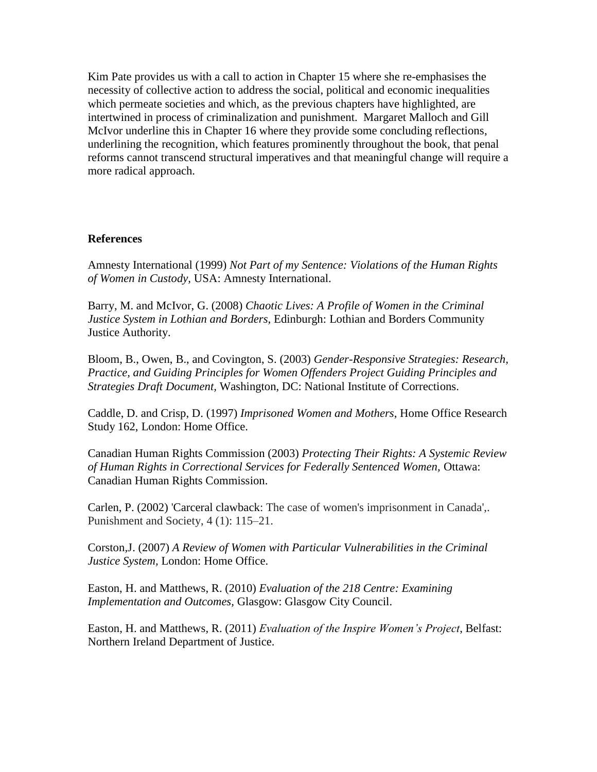Kim Pate provides us with a call to action in Chapter 15 where she re-emphasises the necessity of collective action to address the social, political and economic inequalities which permeate societies and which, as the previous chapters have highlighted, are intertwined in process of criminalization and punishment. Margaret Malloch and Gill McIvor underline this in Chapter 16 where they provide some concluding reflections, underlining the recognition, which features prominently throughout the book, that penal reforms cannot transcend structural imperatives and that meaningful change will require a more radical approach.

**References**

Amnesty International (1999) *Not Part of my Sentence: Violations of the Human Rights of Women in Custody*, USA: Amnesty International.

Barry, M. and McIvor, G. (2008) *Chaotic Lives: A Profile of Women in the Criminal Justice System in Lothian and Borders*, Edinburgh: Lothian and Borders Community Justice Authority.

Bloom, B., Owen, B., and Covington, S. (2003) *Gender-Responsive Strategies: Research, Practice, and Guiding Principles for Women Offenders Project Guiding Principles and Strategies Draft Document*, Washington, DC: National Institute of Corrections.

Caddle, D. and Crisp, D. (1997) *Imprisoned Women and Mothers*, Home Office Research Study 162, London: Home Office.

Canadian Human Rights Commission (2003) *Protecting Their Rights: A Systemic Review of Human Rights in Correctional Services for Federally Sentenced Women*, Ottawa: Canadian Human Rights Commission.

Carlen, P. (2002) 'Carceral clawback: The case of women's imprisonment in Canada',. Punishment and Society, 4 (1): 115–21.

Corston,J. (2007) *A Review of Women with Particular Vulnerabilities in the Criminal Justice System,* London: Home Office.

Easton, H. and Matthews, R. (2010) *Evaluation of the 218 Centre: Examining Implementation and Outcomes*, Glasgow: Glasgow City Council.

Easton, H. and Matthews, R. (2011) *Evaluation of the Inspire Women's Project*, Belfast: Northern Ireland Department of Justice.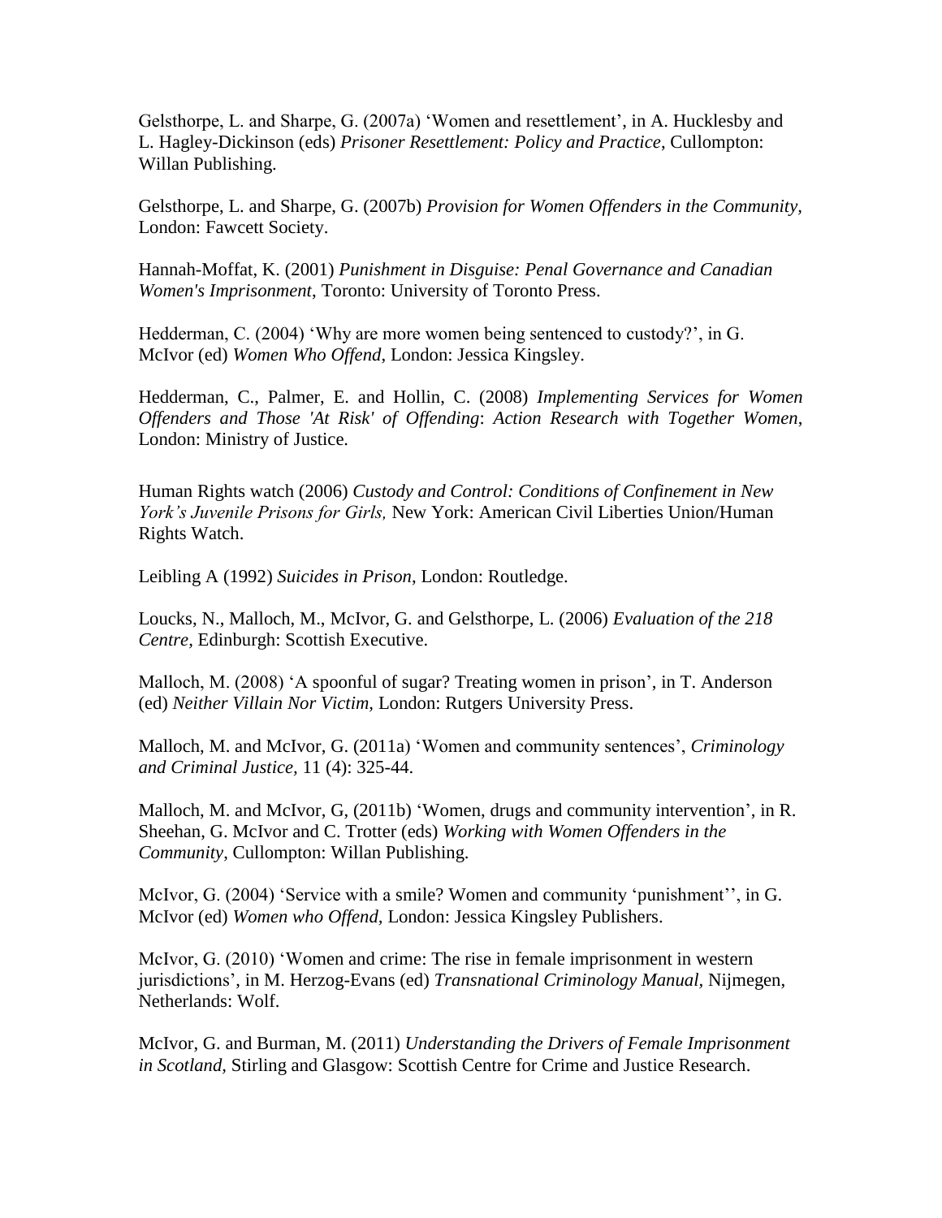Gelsthorpe, L. and Sharpe, G. (2007a) 'Women and resettlement', in A. Hucklesby and L. Hagley-Dickinson (eds) *Prisoner Resettlement: Policy and Practice*, Cullompton: Willan Publishing.

Gelsthorpe, L. and Sharpe, G. (2007b) *Provision for Women Offenders in the Community*, London: Fawcett Society.

Hannah-Moffat, K. (2001) *Punishment in Disguise: Penal Governance and Canadian Women's Imprisonment*, Toronto: University of Toronto Press.

Hedderman, C. (2004) 'Why are more women being sentenced to custody?', in G. McIvor (ed) *Women Who Offend*, London: Jessica Kingsley.

Hedderman, C., Palmer, E. and Hollin, C. (2008) *Implementing Services for Women Offenders and Those 'At Risk' of Offending*: *Action Research with Together Women*, London: Ministry of Justice.

Human Rights watch (2006) *Custody and Control: Conditions of Confinement in New York's Juvenile Prisons for Girls,* New York: American Civil Liberties Union/Human Rights Watch.

Leibling A (1992) *Suicides in Prison*, London: Routledge.

Loucks, N., Malloch, M., McIvor, G. and Gelsthorpe, L. (2006) *Evaluation of the 218 Centre,* Edinburgh: Scottish Executive.

Malloch, M. (2008) 'A spoonful of sugar? Treating women in prison', in T. Anderson (ed) *Neither Villain Nor Victim,* London: Rutgers University Press.

Malloch, M. and McIvor, G. (2011a) 'Women and community sentences', *Criminology and Criminal Justice,* 11 (4): 325-44.

Malloch, M. and McIvor, G, (2011b) 'Women, drugs and community intervention', in R. Sheehan, G. McIvor and C. Trotter (eds) *Working with Women Offenders in the Community*, Cullompton: Willan Publishing.

McIvor, G. (2004) 'Service with a smile? Women and community 'punishment'', in G. McIvor (ed) *Women who Offend,* London: Jessica Kingsley Publishers.

McIvor, G. (2010) 'Women and crime: The rise in female imprisonment in western jurisdictions', in M. Herzog-Evans (ed) *Transnational Criminology Manual,* Nijmegen, Netherlands: Wolf.

McIvor, G. and Burman, M. (2011) *Understanding the Drivers of Female Imprisonment in Scotland,* Stirling and Glasgow: Scottish Centre for Crime and Justice Research.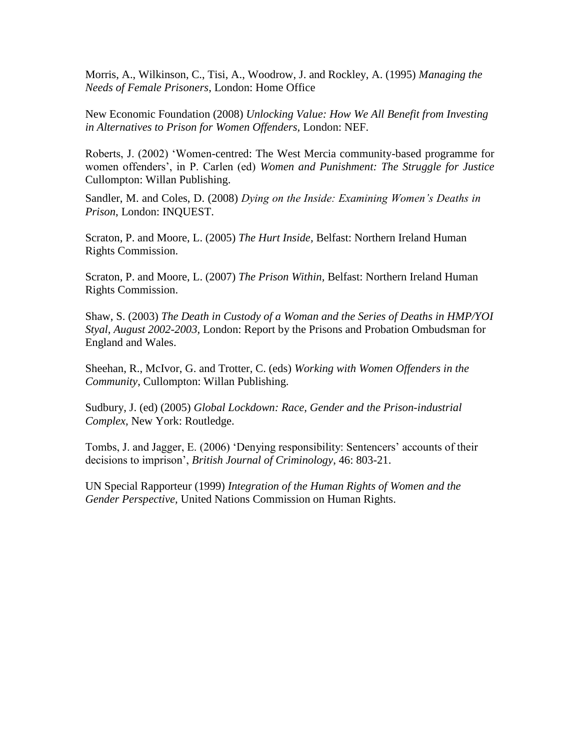Morris, A., Wilkinson, C., Tisi, A., Woodrow, J. and Rockley, A. (1995) *Managing the Needs of Female Prisoners*, London: Home Office

New Economic Foundation (2008) *Unlocking Value: How We All Benefit from Investing in Alternatives to Prison for Women Offenders*, London: NEF.

Roberts, J. (2002) 'Women-centred: The West Mercia community-based programme for women offenders', in P. Carlen (ed) *Women and Punishment: The Struggle for Justice* Cullompton: Willan Publishing.

Sandler, M. and Coles, D. (2008) *Dying on the Inside: Examining Women's Deaths in Prison*, London: INQUEST.

Scraton, P. and Moore, L. (2005) *The Hurt Inside,* Belfast: Northern Ireland Human Rights Commission.

Scraton, P. and Moore, L. (2007) *The Prison Within,* Belfast: Northern Ireland Human Rights Commission.

Shaw, S. (2003) *The Death in Custody of a Woman and the Series of Deaths in HMP/YOI Styal, August 2002-2003,* London: Report by the Prisons and Probation Ombudsman for England and Wales.

Sheehan, R., McIvor, G. and Trotter, C. (eds) *Working with Women Offenders in the Community*, Cullompton: Willan Publishing.

Sudbury, J. (ed) (2005) *Global Lockdown: Race, Gender and the Prison-industrial Complex,* New York: Routledge.

Tombs, J. and Jagger, E. (2006) 'Denying responsibility: Sentencers' accounts of their decisions to imprison', *British Journal of Criminology*, 46: 803-21.

UN Special Rapporteur (1999) *Integration of the Human Rights of Women and the Gender Perspective,* United Nations Commission on Human Rights.